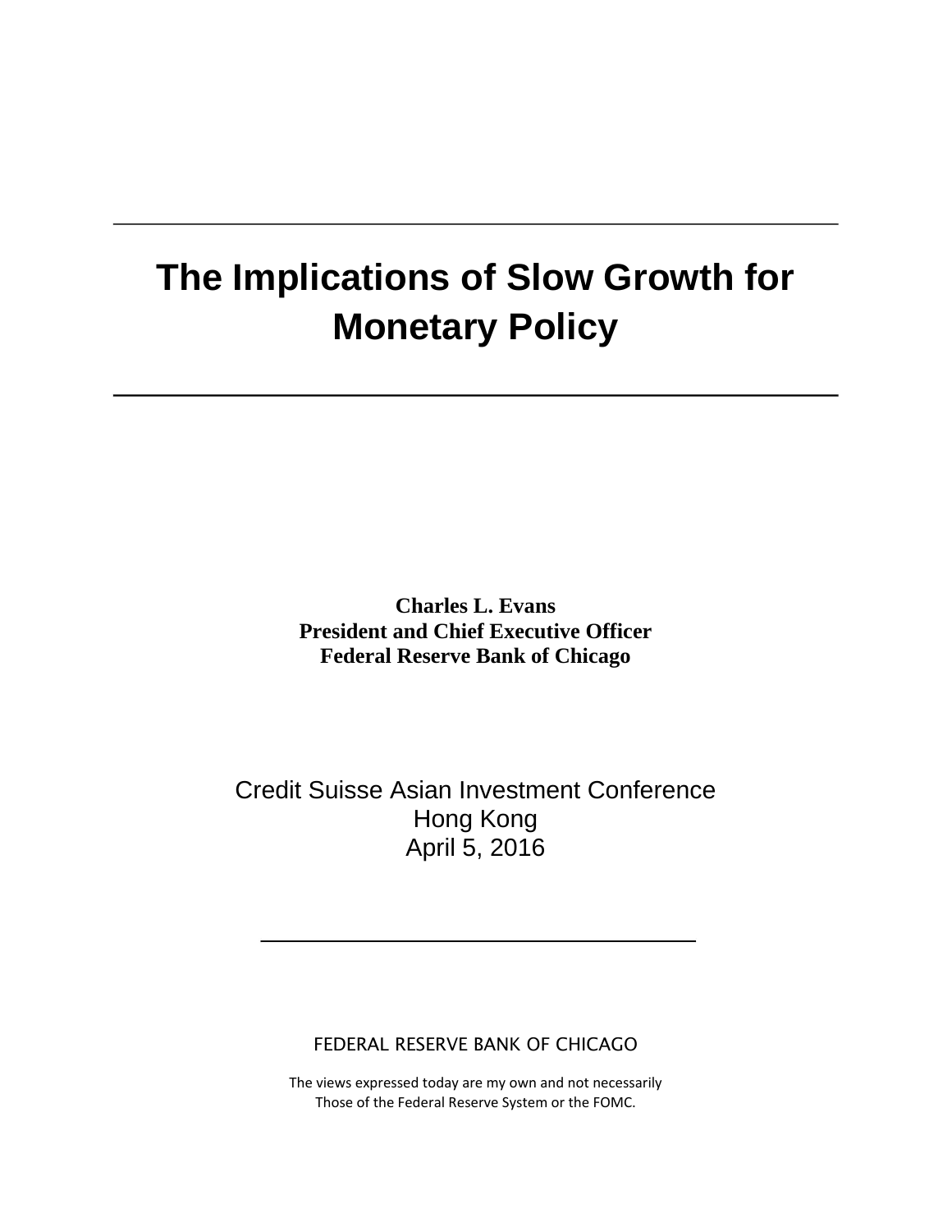# The Implications of Slow Growth for Monetary Policy

**Charles L. Evans**
**President and Chief Executive Officer**
**Federal Reserve Bank of Chicago**

Credit Suisse Asian Investment Conference
Hong Kong
April 5, 2016

FEDERAL RESERVE BANK OF CHICAGO

The views expressed today are my own and not necessarily
Those of the Federal Reserve System or the FOMC.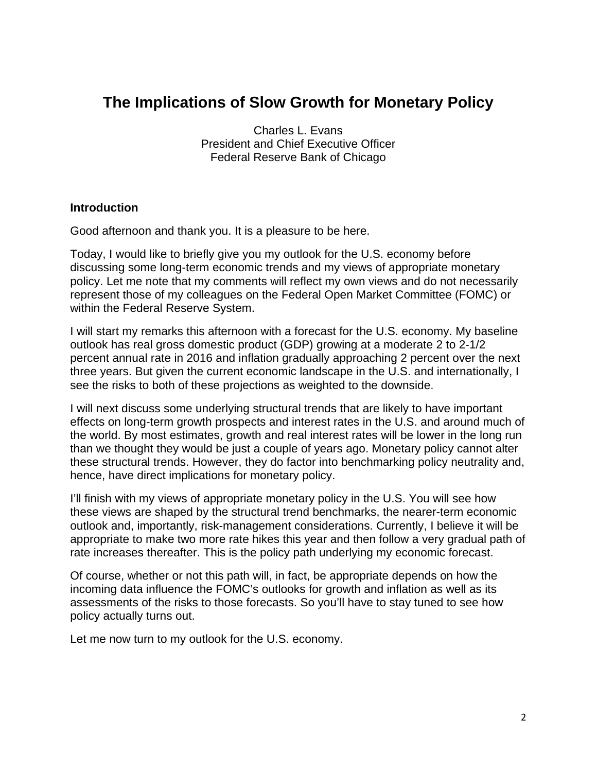# The Implications of Slow Growth for Monetary Policy

Charles L. Evans
President and Chief Executive Officer
Federal Reserve Bank of Chicago

## Introduction

Good afternoon and thank you. It is a pleasure to be here.

Today, I would like to briefly give you my outlook for the U.S. economy before discussing some long-term economic trends and my views of appropriate monetary policy. Let me note that my comments will reflect my own views and do not necessarily represent those of my colleagues on the Federal Open Market Committee (FOMC) or within the Federal Reserve System.

I will start my remarks this afternoon with a forecast for the U.S. economy. My baseline outlook has real gross domestic product (GDP) growing at a moderate 2 to 2-1/2 percent annual rate in 2016 and inflation gradually approaching 2 percent over the next three years. But given the current economic landscape in the U.S. and internationally, I see the risks to both of these projections as weighted to the downside.

I will next discuss some underlying structural trends that are likely to have important effects on long-term growth prospects and interest rates in the U.S. and around much of the world. By most estimates, growth and real interest rates will be lower in the long run than we thought they would be just a couple of years ago. Monetary policy cannot alter these structural trends. However, they do factor into benchmarking policy neutrality and, hence, have direct implications for monetary policy.

I'll finish with my views of appropriate monetary policy in the U.S. You will see how these views are shaped by the structural trend benchmarks, the nearer-term economic outlook and, importantly, risk-management considerations. Currently, I believe it will be appropriate to make two more rate hikes this year and then follow a very gradual path of rate increases thereafter. This is the policy path underlying my economic forecast.

Of course, whether or not this path will, in fact, be appropriate depends on how the incoming data influence the FOMC's outlooks for growth and inflation as well as its assessments of the risks to those forecasts. So you'll have to stay tuned to see how policy actually turns out.

Let me now turn to my outlook for the U.S. economy.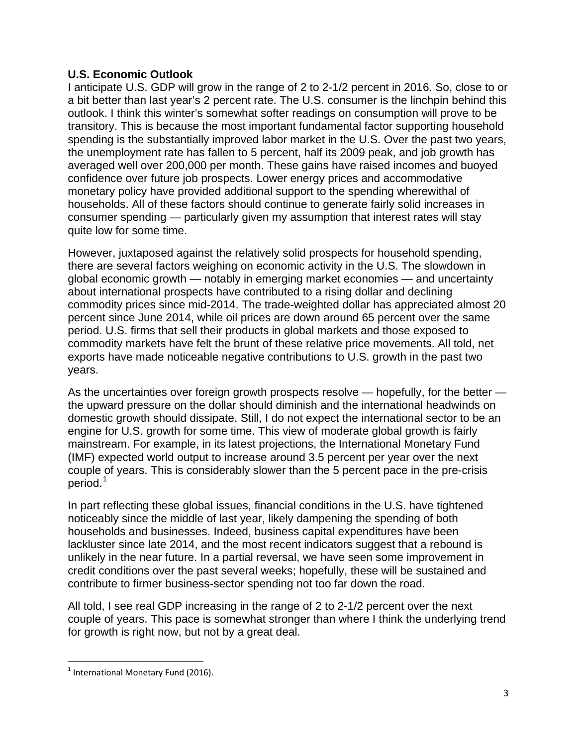**U.S. Economic Outlook**

I anticipate U.S. GDP will grow in the range of 2 to 2-1/2 percent in 2016. So, close to or a bit better than last year's 2 percent rate. The U.S. consumer is the linchpin behind this outlook. I think this winter's somewhat softer readings on consumption will prove to be transitory. This is because the most important fundamental factor supporting household spending is the substantially improved labor market in the U.S. Over the past two years, the unemployment rate has fallen to 5 percent, half its 2009 peak, and job growth has averaged well over 200,000 per month. These gains have raised incomes and buoyed confidence over future job prospects. Lower energy prices and accommodative monetary policy have provided additional support to the spending wherewithal of households. All of these factors should continue to generate fairly solid increases in consumer spending — particularly given my assumption that interest rates will stay quite low for some time.

However, juxtaposed against the relatively solid prospects for household spending, there are several factors weighing on economic activity in the U.S. The slowdown in global economic growth — notably in emerging market economies — and uncertainty about international prospects have contributed to a rising dollar and declining commodity prices since mid-2014. The trade-weighted dollar has appreciated almost 20 percent since June 2014, while oil prices are down around 65 percent over the same period. U.S. firms that sell their products in global markets and those exposed to commodity markets have felt the brunt of these relative price movements. All told, net exports have made noticeable negative contributions to U.S. growth in the past two years.

As the uncertainties over foreign growth prospects resolve — hopefully, for the better — the upward pressure on the dollar should diminish and the international headwinds on domestic growth should dissipate. Still, I do not expect the international sector to be an engine for U.S. growth for some time. This view of moderate global growth is fairly mainstream. For example, in its latest projections, the International Monetary Fund (IMF) expected world output to increase around 3.5 percent per year over the next couple of years. This is considerably slower than the 5 percent pace in the pre-crisis period.[1]

In part reflecting these global issues, financial conditions in the U.S. have tightened noticeably since the middle of last year, likely dampening the spending of both households and businesses. Indeed, business capital expenditures have been lackluster since late 2014, and the most recent indicators suggest that a rebound is unlikely in the near future. In a partial reversal, we have seen some improvement in credit conditions over the past several weeks; hopefully, these will be sustained and contribute to firmer business-sector spending not too far down the road.

All told, I see real GDP increasing in the range of 2 to 2-1/2 percent over the next couple of years. This pace is somewhat stronger than where I think the underlying trend for growth is right now, but not by a great deal.

[1] International Monetary Fund (2016).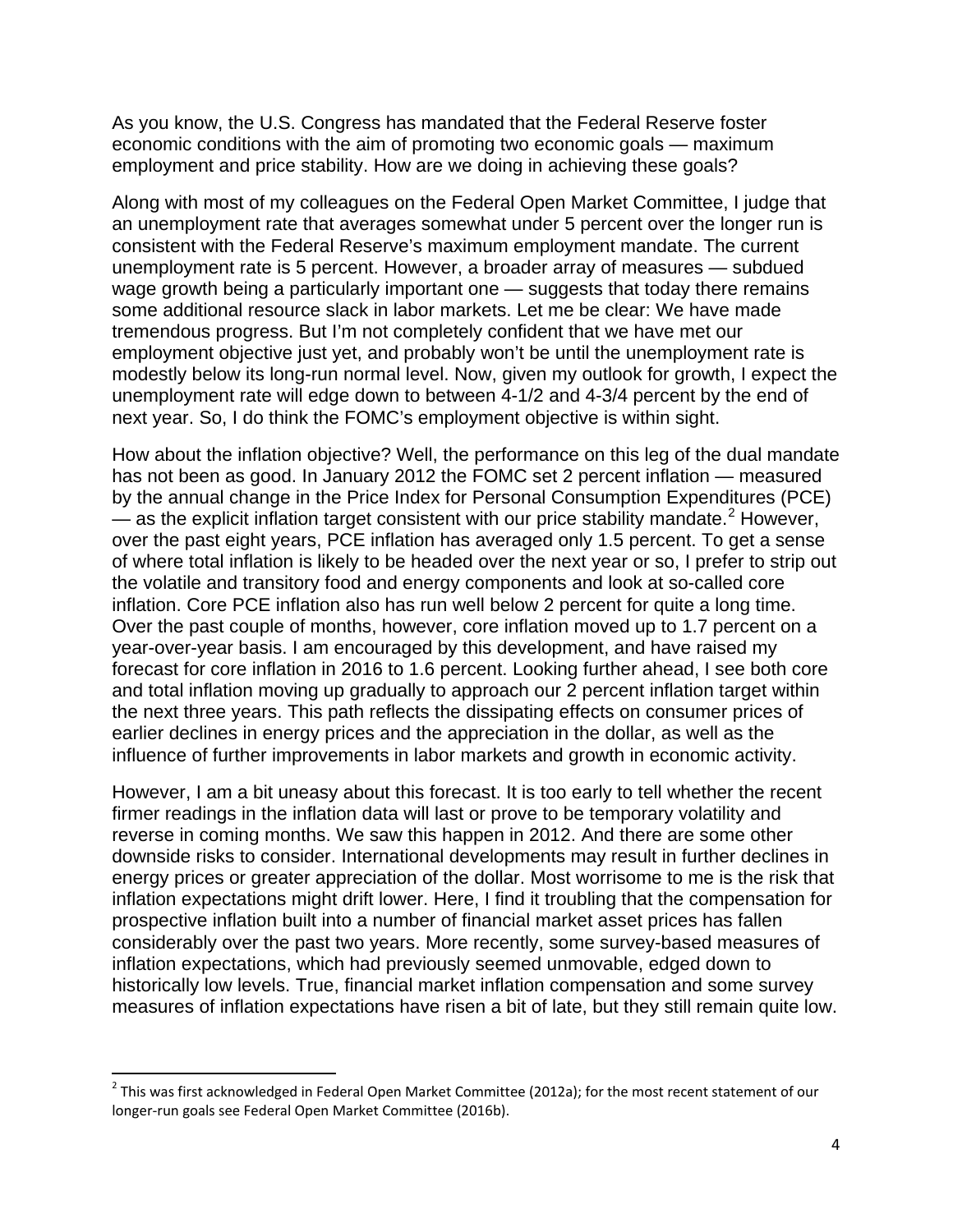As you know, the U.S. Congress has mandated that the Federal Reserve foster economic conditions with the aim of promoting two economic goals — maximum employment and price stability. How are we doing in achieving these goals?

Along with most of my colleagues on the Federal Open Market Committee, I judge that an unemployment rate that averages somewhat under 5 percent over the longer run is consistent with the Federal Reserve's maximum employment mandate. The current unemployment rate is 5 percent. However, a broader array of measures — subdued wage growth being a particularly important one — suggests that today there remains some additional resource slack in labor markets. Let me be clear: We have made tremendous progress. But I'm not completely confident that we have met our employment objective just yet, and probably won't be until the unemployment rate is modestly below its long-run normal level. Now, given my outlook for growth, I expect the unemployment rate will edge down to between 4-1/2 and 4-3/4 percent by the end of next year. So, I do think the FOMC's employment objective is within sight.

How about the inflation objective? Well, the performance on this leg of the dual mandate has not been as good. In January 2012 the FOMC set 2 percent inflation — measured by the annual change in the Price Index for Personal Consumption Expenditures (PCE) — as the explicit inflation target consistent with our price stability mandate.[2] However, over the past eight years, PCE inflation has averaged only 1.5 percent. To get a sense of where total inflation is likely to be headed over the next year or so, I prefer to strip out the volatile and transitory food and energy components and look at so-called core inflation. Core PCE inflation also has run well below 2 percent for quite a long time. Over the past couple of months, however, core inflation moved up to 1.7 percent on a year-over-year basis. I am encouraged by this development, and have raised my forecast for core inflation in 2016 to 1.6 percent. Looking further ahead, I see both core and total inflation moving up gradually to approach our 2 percent inflation target within the next three years. This path reflects the dissipating effects on consumer prices of earlier declines in energy prices and the appreciation in the dollar, as well as the influence of further improvements in labor markets and growth in economic activity.

However, I am a bit uneasy about this forecast. It is too early to tell whether the recent firmer readings in the inflation data will last or prove to be temporary volatility and reverse in coming months. We saw this happen in 2012. And there are some other downside risks to consider. International developments may result in further declines in energy prices or greater appreciation of the dollar. Most worrisome to me is the risk that inflation expectations might drift lower. Here, I find it troubling that the compensation for prospective inflation built into a number of financial market asset prices has fallen considerably over the past two years. More recently, some survey-based measures of inflation expectations, which had previously seemed unmovable, edged down to historically low levels. True, financial market inflation compensation and some survey measures of inflation expectations have risen a bit of late, but they still remain quite low.

---

[2] This was first acknowledged in Federal Open Market Committee (2012a); for the most recent statement of our longer-run goals see Federal Open Market Committee (2016b).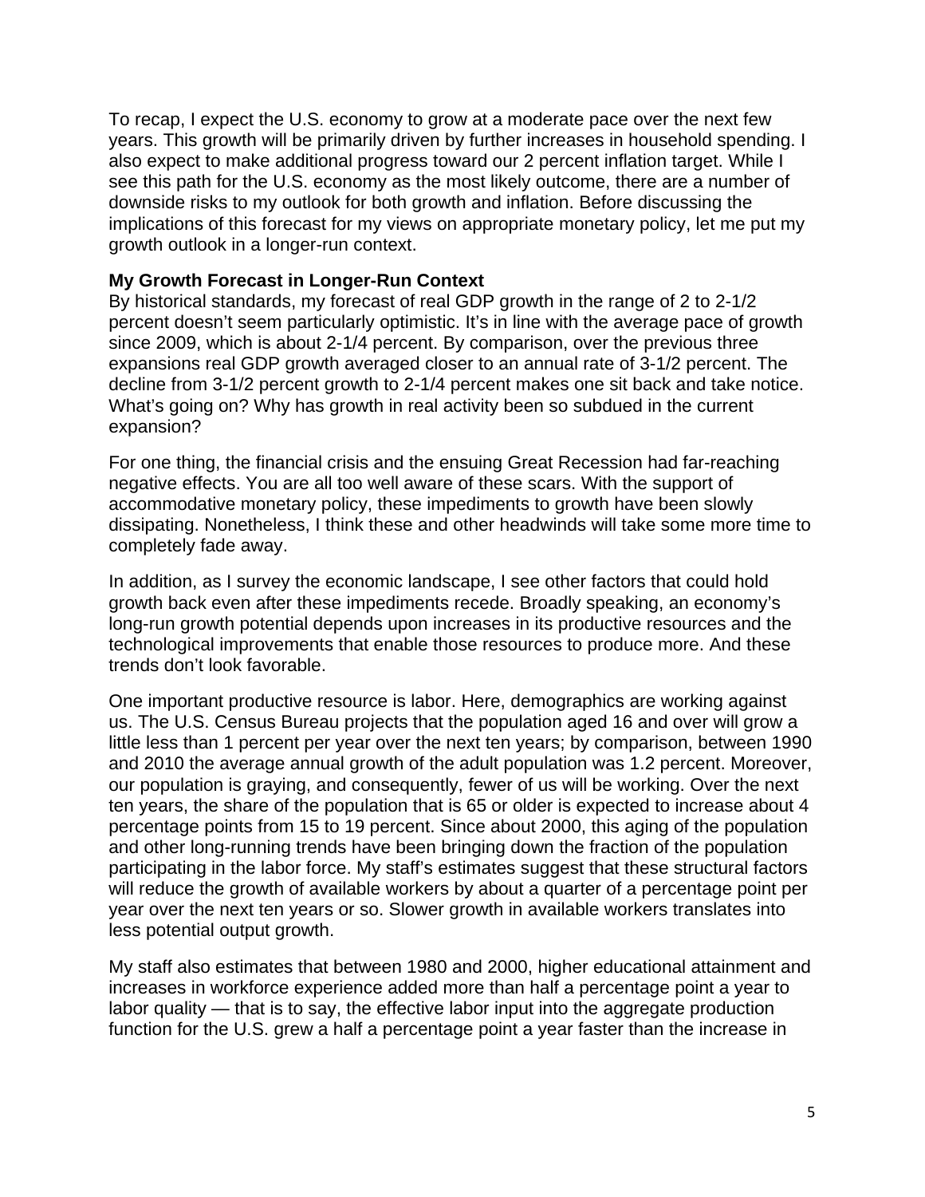To recap, I expect the U.S. economy to grow at a moderate pace over the next few years. This growth will be primarily driven by further increases in household spending. I also expect to make additional progress toward our 2 percent inflation target. While I see this path for the U.S. economy as the most likely outcome, there are a number of downside risks to my outlook for both growth and inflation. Before discussing the implications of this forecast for my views on appropriate monetary policy, let me put my growth outlook in a longer-run context.

**My Growth Forecast in Longer-Run Context**

By historical standards, my forecast of real GDP growth in the range of 2 to 2-1/2 percent doesn't seem particularly optimistic. It's in line with the average pace of growth since 2009, which is about 2-1/4 percent. By comparison, over the previous three expansions real GDP growth averaged closer to an annual rate of 3-1/2 percent. The decline from 3-1/2 percent growth to 2-1/4 percent makes one sit back and take notice. What's going on? Why has growth in real activity been so subdued in the current expansion?

For one thing, the financial crisis and the ensuing Great Recession had far-reaching negative effects. You are all too well aware of these scars. With the support of accommodative monetary policy, these impediments to growth have been slowly dissipating. Nonetheless, I think these and other headwinds will take some more time to completely fade away.

In addition, as I survey the economic landscape, I see other factors that could hold growth back even after these impediments recede. Broadly speaking, an economy's long-run growth potential depends upon increases in its productive resources and the technological improvements that enable those resources to produce more. And these trends don't look favorable.

One important productive resource is labor. Here, demographics are working against us. The U.S. Census Bureau projects that the population aged 16 and over will grow a little less than 1 percent per year over the next ten years; by comparison, between 1990 and 2010 the average annual growth of the adult population was 1.2 percent. Moreover, our population is graying, and consequently, fewer of us will be working. Over the next ten years, the share of the population that is 65 or older is expected to increase about 4 percentage points from 15 to 19 percent. Since about 2000, this aging of the population and other long-running trends have been bringing down the fraction of the population participating in the labor force. My staff's estimates suggest that these structural factors will reduce the growth of available workers by about a quarter of a percentage point per year over the next ten years or so. Slower growth in available workers translates into less potential output growth.

My staff also estimates that between 1980 and 2000, higher educational attainment and increases in workforce experience added more than half a percentage point a year to labor quality — that is to say, the effective labor input into the aggregate production function for the U.S. grew a half a percentage point a year faster than the increase in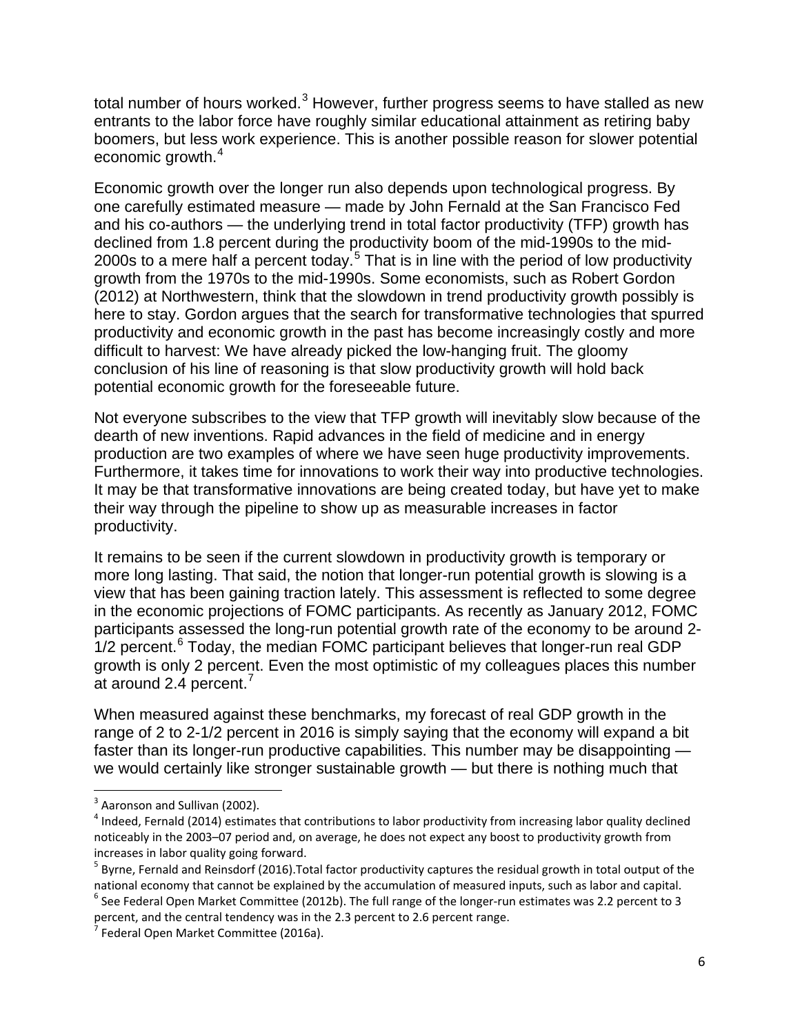total number of hours worked.[3] However, further progress seems to have stalled as new entrants to the labor force have roughly similar educational attainment as retiring baby boomers, but less work experience. This is another possible reason for slower potential economic growth.[4]

Economic growth over the longer run also depends upon technological progress. By one carefully estimated measure — made by John Fernald at the San Francisco Fed and his co-authors — the underlying trend in total factor productivity (TFP) growth has declined from 1.8 percent during the productivity boom of the mid-1990s to the mid-2000s to a mere half a percent today.[5] That is in line with the period of low productivity growth from the 1970s to the mid-1990s. Some economists, such as Robert Gordon (2012) at Northwestern, think that the slowdown in trend productivity growth possibly is here to stay. Gordon argues that the search for transformative technologies that spurred productivity and economic growth in the past has become increasingly costly and more difficult to harvest: We have already picked the low-hanging fruit. The gloomy conclusion of his line of reasoning is that slow productivity growth will hold back potential economic growth for the foreseeable future.

Not everyone subscribes to the view that TFP growth will inevitably slow because of the dearth of new inventions. Rapid advances in the field of medicine and in energy production are two examples of where we have seen huge productivity improvements. Furthermore, it takes time for innovations to work their way into productive technologies. It may be that transformative innovations are being created today, but have yet to make their way through the pipeline to show up as measurable increases in factor productivity.

It remains to be seen if the current slowdown in productivity growth is temporary or more long lasting. That said, the notion that longer-run potential growth is slowing is a view that has been gaining traction lately. This assessment is reflected to some degree in the economic projections of FOMC participants. As recently as January 2012, FOMC participants assessed the long-run potential growth rate of the economy to be around 2-1/2 percent.[6] Today, the median FOMC participant believes that longer-run real GDP growth is only 2 percent. Even the most optimistic of my colleagues places this number at around 2.4 percent.[7]

When measured against these benchmarks, my forecast of real GDP growth in the range of 2 to 2-1/2 percent in 2016 is simply saying that the economy will expand a bit faster than its longer-run productive capabilities. This number may be disappointing — we would certainly like stronger sustainable growth — but there is nothing much that

---

[3] Aaronson and Sullivan (2002).

[4] Indeed, Fernald (2014) estimates that contributions to labor productivity from increasing labor quality declined noticeably in the 2003–07 period and, on average, he does not expect any boost to productivity growth from increases in labor quality going forward.

[5] Byrne, Fernald and Reinsdorf (2016).Total factor productivity captures the residual growth in total output of the national economy that cannot be explained by the accumulation of measured inputs, such as labor and capital.

[6] See Federal Open Market Committee (2012b). The full range of the longer-run estimates was 2.2 percent to 3 percent, and the central tendency was in the 2.3 percent to 2.6 percent range.

[7] Federal Open Market Committee (2016a).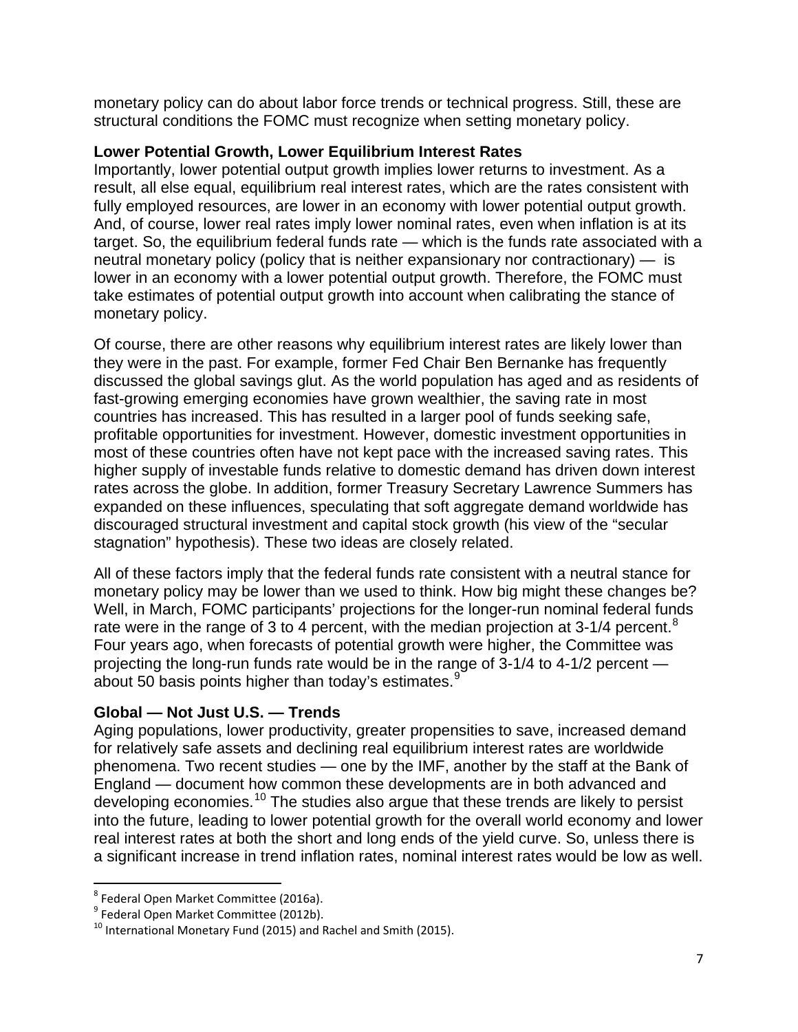monetary policy can do about labor force trends or technical progress. Still, these are structural conditions the FOMC must recognize when setting monetary policy.

### Lower Potential Growth, Lower Equilibrium Interest Rates

Importantly, lower potential output growth implies lower returns to investment. As a result, all else equal, equilibrium real interest rates, which are the rates consistent with fully employed resources, are lower in an economy with lower potential output growth. And, of course, lower real rates imply lower nominal rates, even when inflation is at its target. So, the equilibrium federal funds rate — which is the funds rate associated with a neutral monetary policy (policy that is neither expansionary nor contractionary) — is lower in an economy with a lower potential output growth. Therefore, the FOMC must take estimates of potential output growth into account when calibrating the stance of monetary policy.

Of course, there are other reasons why equilibrium interest rates are likely lower than they were in the past. For example, former Fed Chair Ben Bernanke has frequently discussed the global savings glut. As the world population has aged and as residents of fast-growing emerging economies have grown wealthier, the saving rate in most countries has increased. This has resulted in a larger pool of funds seeking safe, profitable opportunities for investment. However, domestic investment opportunities in most of these countries often have not kept pace with the increased saving rates. This higher supply of investable funds relative to domestic demand has driven down interest rates across the globe. In addition, former Treasury Secretary Lawrence Summers has expanded on these influences, speculating that soft aggregate demand worldwide has discouraged structural investment and capital stock growth (his view of the "secular stagnation" hypothesis). These two ideas are closely related.

All of these factors imply that the federal funds rate consistent with a neutral stance for monetary policy may be lower than we used to think. How big might these changes be? Well, in March, FOMC participants' projections for the longer-run nominal federal funds rate were in the range of 3 to 4 percent, with the median projection at 3-1/4 percent.[8] Four years ago, when forecasts of potential growth were higher, the Committee was projecting the long-run funds rate would be in the range of 3-1/4 to 4-1/2 percent — about 50 basis points higher than today's estimates.[9]

### Global — Not Just U.S. — Trends

Aging populations, lower productivity, greater propensities to save, increased demand for relatively safe assets and declining real equilibrium interest rates are worldwide phenomena. Two recent studies — one by the IMF, another by the staff at the Bank of England — document how common these developments are in both advanced and developing economies.[10] The studies also argue that these trends are likely to persist into the future, leading to lower potential growth for the overall world economy and lower real interest rates at both the short and long ends of the yield curve. So, unless there is a significant increase in trend inflation rates, nominal interest rates would be low as well.

---

[8] Federal Open Market Committee (2016a).

[9] Federal Open Market Committee (2012b).

[10] International Monetary Fund (2015) and Rachel and Smith (2015).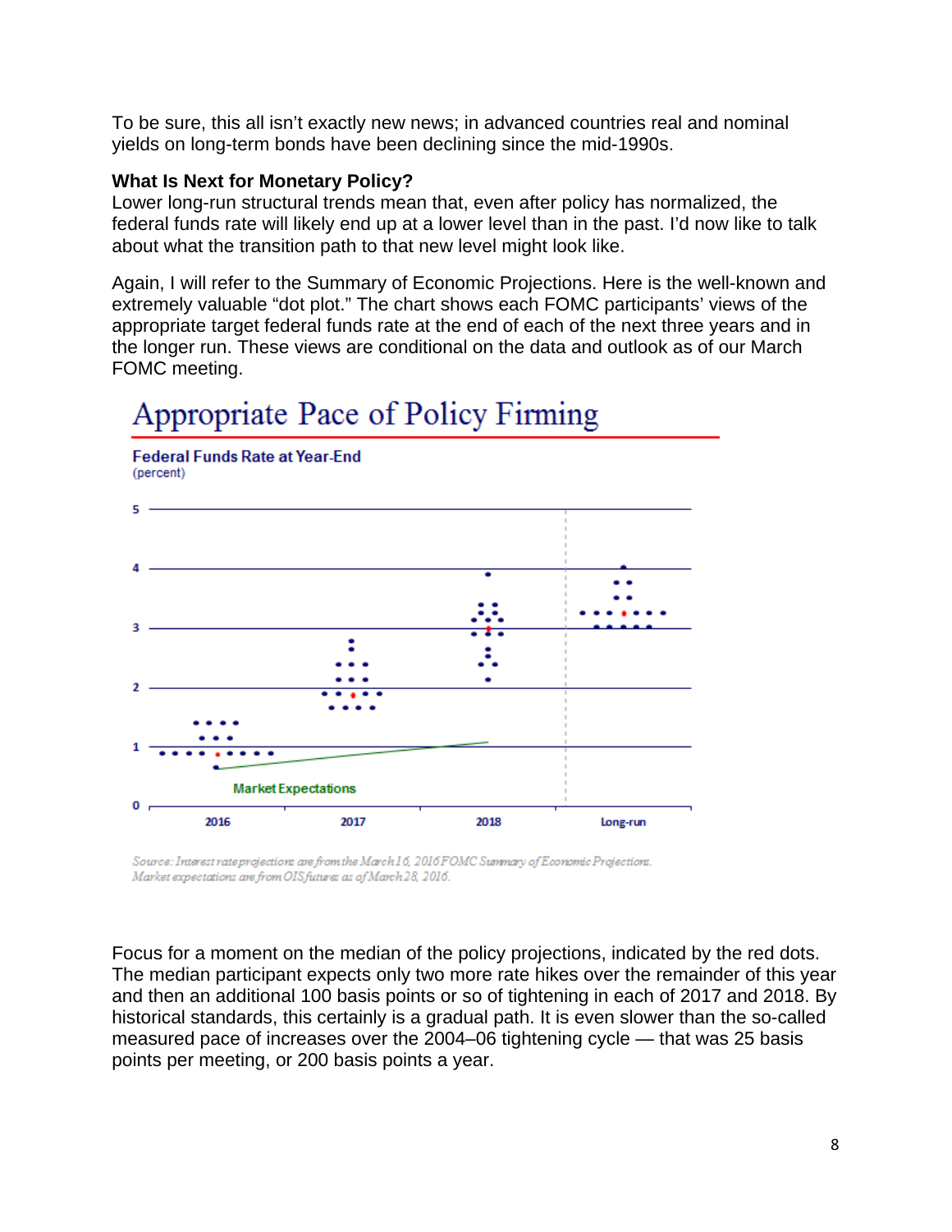To be sure, this all isn't exactly new news; in advanced countries real and nominal yields on long-term bonds have been declining since the mid-1990s.

**What Is Next for Monetary Policy?**

Lower long-run structural trends mean that, even after policy has normalized, the federal funds rate will likely end up at a lower level than in the past. I'd now like to talk about what the transition path to that new level might look like.

Again, I will refer to the Summary of Economic Projections. Here is the well-known and extremely valuable "dot plot." The chart shows each FOMC participants' views of the appropriate target federal funds rate at the end of each of the next three years and in the longer run. These views are conditional on the data and outlook as of our March FOMC meeting.

## Appropriate Pace of Policy Firming

**Federal Funds Rate at Year-End**
(percent)

Market Expectations

2016 2017 2018 Long-run

*Source: Interest rate projections are from the March 16, 2016 FOMC Summary of Economic Projections. Market expectations are from OIS futures as of March 28, 2016.*

Focus for a moment on the median of the policy projections, indicated by the red dots. The median participant expects only two more rate hikes over the remainder of this year and then an additional 100 basis points or so of tightening in each of 2017 and 2018. By historical standards, this certainly is a gradual path. It is even slower than the so-called measured pace of increases over the 2004–06 tightening cycle — that was 25 basis points per meeting, or 200 basis points a year.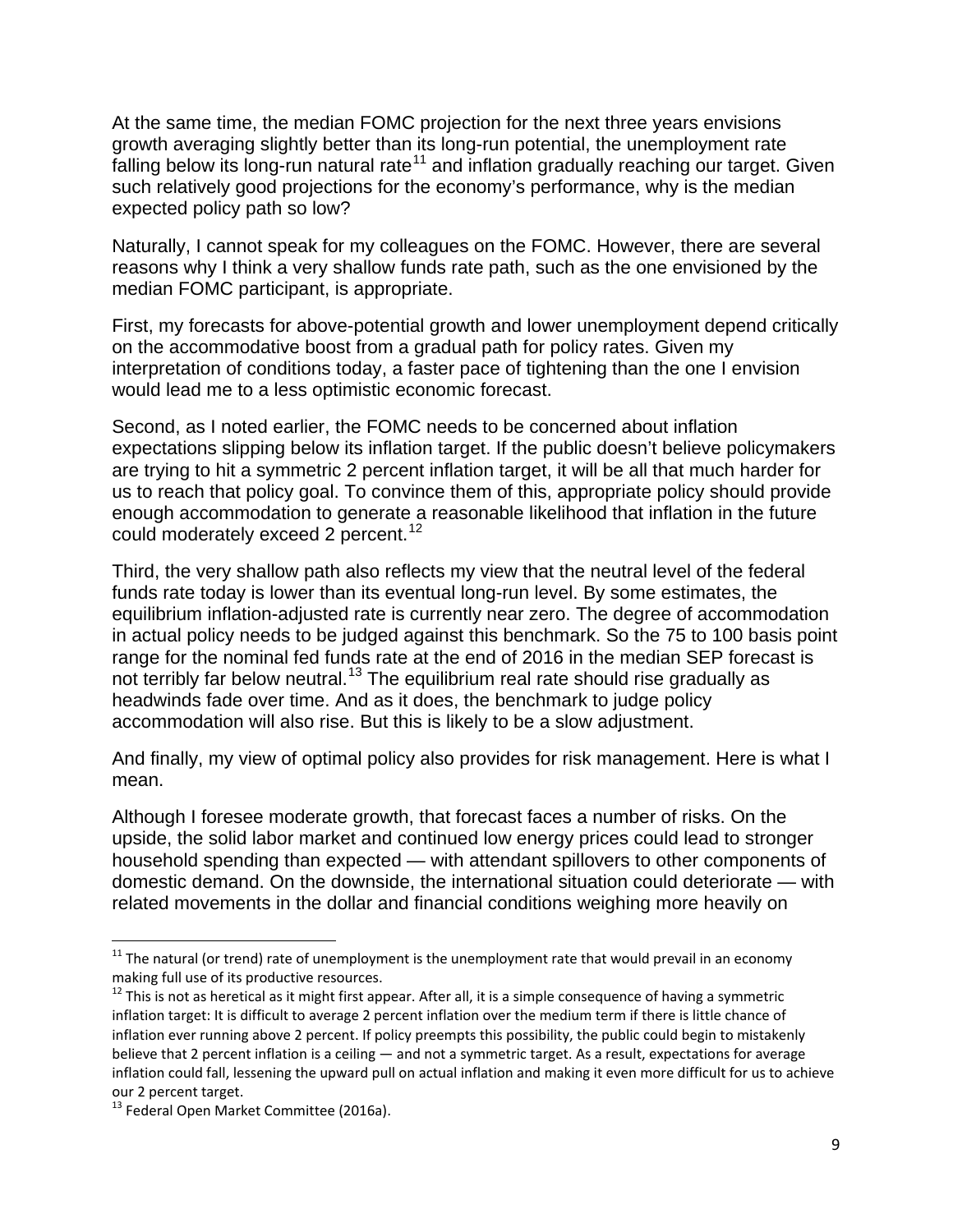At the same time, the median FOMC projection for the next three years envisions growth averaging slightly better than its long-run potential, the unemployment rate falling below its long-run natural rate[11] and inflation gradually reaching our target. Given such relatively good projections for the economy's performance, why is the median expected policy path so low?

Naturally, I cannot speak for my colleagues on the FOMC. However, there are several reasons why I think a very shallow funds rate path, such as the one envisioned by the median FOMC participant, is appropriate.

First, my forecasts for above-potential growth and lower unemployment depend critically on the accommodative boost from a gradual path for policy rates. Given my interpretation of conditions today, a faster pace of tightening than the one I envision would lead me to a less optimistic economic forecast.

Second, as I noted earlier, the FOMC needs to be concerned about inflation expectations slipping below its inflation target. If the public doesn't believe policymakers are trying to hit a symmetric 2 percent inflation target, it will be all that much harder for us to reach that policy goal. To convince them of this, appropriate policy should provide enough accommodation to generate a reasonable likelihood that inflation in the future could moderately exceed 2 percent.[12]

Third, the very shallow path also reflects my view that the neutral level of the federal funds rate today is lower than its eventual long-run level. By some estimates, the equilibrium inflation-adjusted rate is currently near zero. The degree of accommodation in actual policy needs to be judged against this benchmark. So the 75 to 100 basis point range for the nominal fed funds rate at the end of 2016 in the median SEP forecast is not terribly far below neutral.[13] The equilibrium real rate should rise gradually as headwinds fade over time. And as it does, the benchmark to judge policy accommodation will also rise. But this is likely to be a slow adjustment.

And finally, my view of optimal policy also provides for risk management. Here is what I mean.

Although I foresee moderate growth, that forecast faces a number of risks. On the upside, the solid labor market and continued low energy prices could lead to stronger household spending than expected — with attendant spillovers to other components of domestic demand. On the downside, the international situation could deteriorate — with related movements in the dollar and financial conditions weighing more heavily on

---

[11] The natural (or trend) rate of unemployment is the unemployment rate that would prevail in an economy making full use of its productive resources.

[12] This is not as heretical as it might first appear. After all, it is a simple consequence of having a symmetric inflation target: It is difficult to average 2 percent inflation over the medium term if there is little chance of inflation ever running above 2 percent. If policy preempts this possibility, the public could begin to mistakenly believe that 2 percent inflation is a ceiling — and not a symmetric target. As a result, expectations for average inflation could fall, lessening the upward pull on actual inflation and making it even more difficult for us to achieve our 2 percent target.

[13] Federal Open Market Committee (2016a).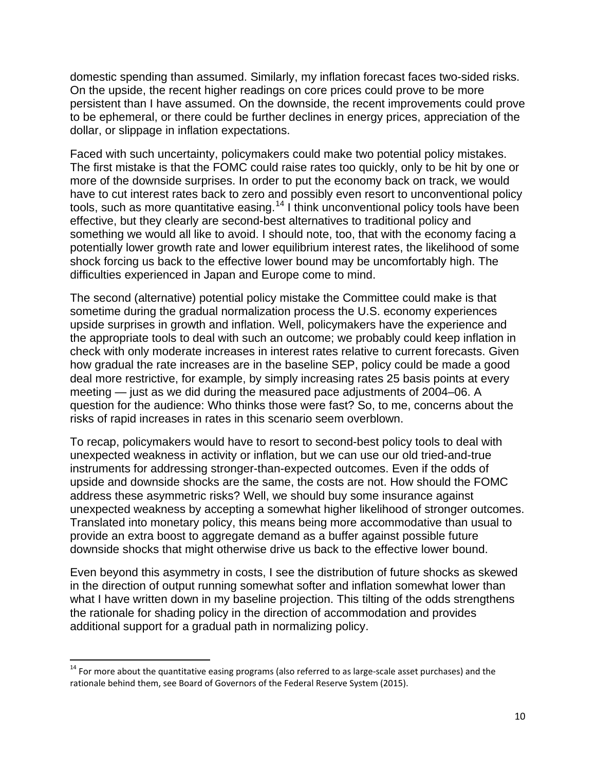domestic spending than assumed. Similarly, my inflation forecast faces two-sided risks. On the upside, the recent higher readings on core prices could prove to be more persistent than I have assumed. On the downside, the recent improvements could prove to be ephemeral, or there could be further declines in energy prices, appreciation of the dollar, or slippage in inflation expectations.

Faced with such uncertainty, policymakers could make two potential policy mistakes. The first mistake is that the FOMC could raise rates too quickly, only to be hit by one or more of the downside surprises. In order to put the economy back on track, we would have to cut interest rates back to zero and possibly even resort to unconventional policy tools, such as more quantitative easing.[14] I think unconventional policy tools have been effective, but they clearly are second-best alternatives to traditional policy and something we would all like to avoid. I should note, too, that with the economy facing a potentially lower growth rate and lower equilibrium interest rates, the likelihood of some shock forcing us back to the effective lower bound may be uncomfortably high. The difficulties experienced in Japan and Europe come to mind.

The second (alternative) potential policy mistake the Committee could make is that sometime during the gradual normalization process the U.S. economy experiences upside surprises in growth and inflation. Well, policymakers have the experience and the appropriate tools to deal with such an outcome; we probably could keep inflation in check with only moderate increases in interest rates relative to current forecasts. Given how gradual the rate increases are in the baseline SEP, policy could be made a good deal more restrictive, for example, by simply increasing rates 25 basis points at every meeting — just as we did during the measured pace adjustments of 2004–06. A question for the audience: Who thinks those were fast? So, to me, concerns about the risks of rapid increases in rates in this scenario seem overblown.

To recap, policymakers would have to resort to second-best policy tools to deal with unexpected weakness in activity or inflation, but we can use our old tried-and-true instruments for addressing stronger-than-expected outcomes. Even if the odds of upside and downside shocks are the same, the costs are not. How should the FOMC address these asymmetric risks? Well, we should buy some insurance against unexpected weakness by accepting a somewhat higher likelihood of stronger outcomes. Translated into monetary policy, this means being more accommodative than usual to provide an extra boost to aggregate demand as a buffer against possible future downside shocks that might otherwise drive us back to the effective lower bound.

Even beyond this asymmetry in costs, I see the distribution of future shocks as skewed in the direction of output running somewhat softer and inflation somewhat lower than what I have written down in my baseline projection. This tilting of the odds strengthens the rationale for shading policy in the direction of accommodation and provides additional support for a gradual path in normalizing policy.

[14] For more about the quantitative easing programs (also referred to as large-scale asset purchases) and the rationale behind them, see Board of Governors of the Federal Reserve System (2015).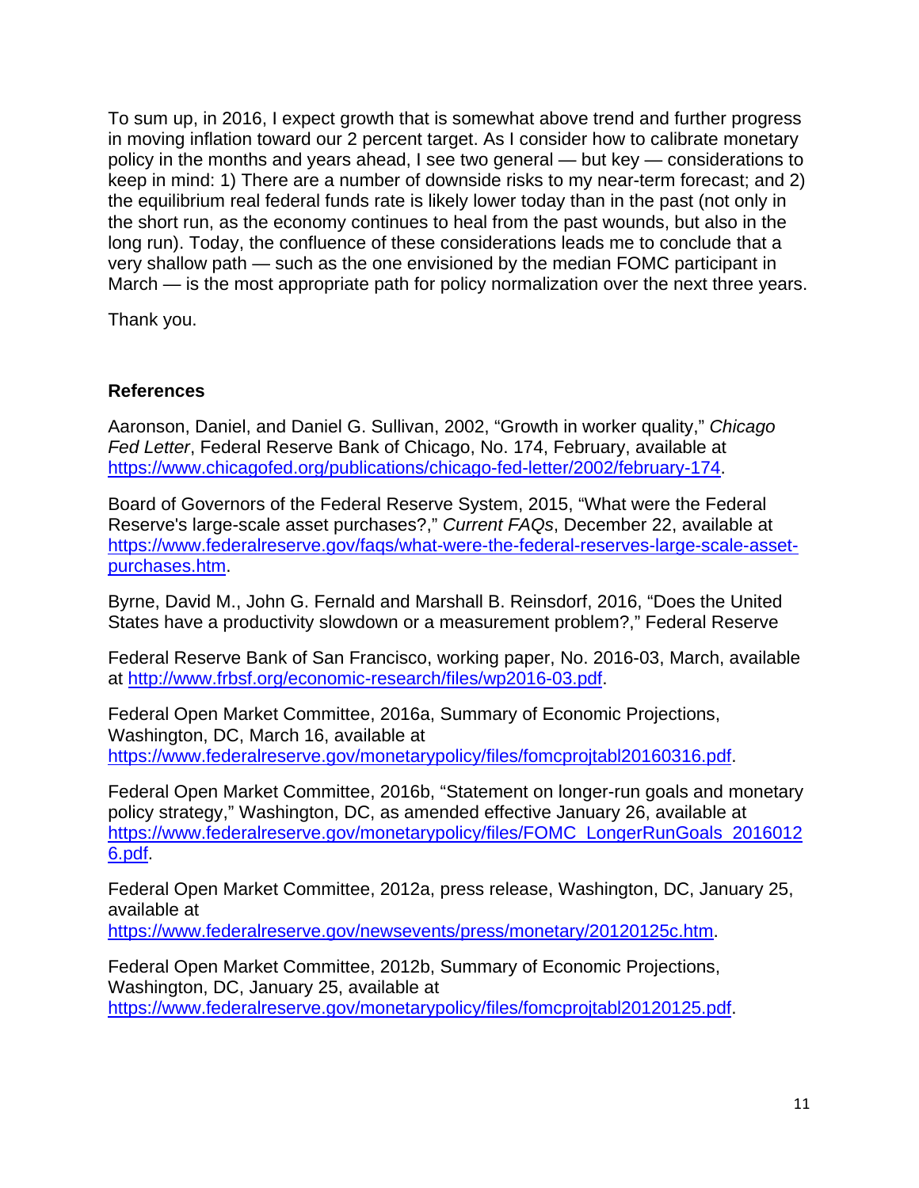To sum up, in 2016, I expect growth that is somewhat above trend and further progress in moving inflation toward our 2 percent target. As I consider how to calibrate monetary policy in the months and years ahead, I see two general — but key — considerations to keep in mind: 1) There are a number of downside risks to my near-term forecast; and 2) the equilibrium real federal funds rate is likely lower today than in the past (not only in the short run, as the economy continues to heal from the past wounds, but also in the long run). Today, the confluence of these considerations leads me to conclude that a very shallow path — such as the one envisioned by the median FOMC participant in March — is the most appropriate path for policy normalization over the next three years.

Thank you.

## References

Aaronson, Daniel, and Daniel G. Sullivan, 2002, "Growth in worker quality," *Chicago Fed Letter*, Federal Reserve Bank of Chicago, No. 174, February, available at https://www.chicagofed.org/publications/chicago-fed-letter/2002/february-174.

Board of Governors of the Federal Reserve System, 2015, "What were the Federal Reserve's large-scale asset purchases?," *Current FAQs*, December 22, available at https://www.federalreserve.gov/faqs/what-were-the-federal-reserves-large-scale-asset-purchases.htm.

Byrne, David M., John G. Fernald and Marshall B. Reinsdorf, 2016, "Does the United States have a productivity slowdown or a measurement problem?," Federal Reserve

Federal Reserve Bank of San Francisco, working paper, No. 2016-03, March, available at http://www.frbsf.org/economic-research/files/wp2016-03.pdf.

Federal Open Market Committee, 2016a, Summary of Economic Projections, Washington, DC, March 16, available at https://www.federalreserve.gov/monetarypolicy/files/fomcprojtabl20160316.pdf.

Federal Open Market Committee, 2016b, "Statement on longer-run goals and monetary policy strategy," Washington, DC, as amended effective January 26, available at https://www.federalreserve.gov/monetarypolicy/files/FOMC_LongerRunGoals_20160126.pdf.

Federal Open Market Committee, 2012a, press release, Washington, DC, January 25, available at https://www.federalreserve.gov/newsevents/press/monetary/20120125c.htm.

Federal Open Market Committee, 2012b, Summary of Economic Projections, Washington, DC, January 25, available at https://www.federalreserve.gov/monetarypolicy/files/fomcprojtabl20120125.pdf.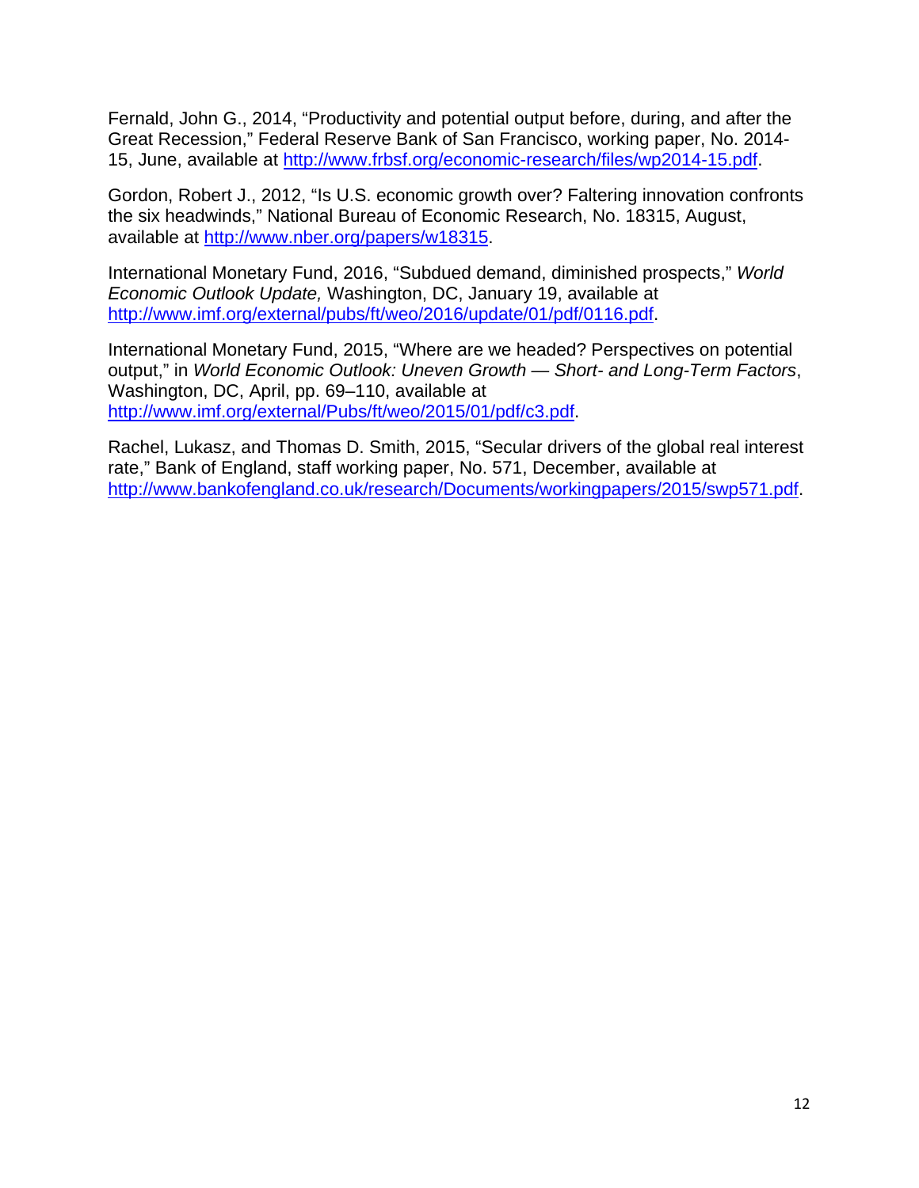Fernald, John G., 2014, “Productivity and potential output before, during, and after the Great Recession,” Federal Reserve Bank of San Francisco, working paper, No. 2014-15, June, available at http://www.frbsf.org/economic-research/files/wp2014-15.pdf.

Gordon, Robert J., 2012, “Is U.S. economic growth over? Faltering innovation confronts the six headwinds,” National Bureau of Economic Research, No. 18315, August, available at http://www.nber.org/papers/w18315.

International Monetary Fund, 2016, “Subdued demand, diminished prospects,” *World Economic Outlook Update,* Washington, DC, January 19, available at http://www.imf.org/external/pubs/ft/weo/2016/update/01/pdf/0116.pdf.

International Monetary Fund, 2015, “Where are we headed? Perspectives on potential output,” in *World Economic Outlook: Uneven Growth — Short- and Long-Term Factors*, Washington, DC, April, pp. 69–110, available at http://www.imf.org/external/Pubs/ft/weo/2015/01/pdf/c3.pdf.

Rachel, Lukasz, and Thomas D. Smith, 2015, “Secular drivers of the global real interest rate,” Bank of England, staff working paper, No. 571, December, available at http://www.bankofengland.co.uk/research/Documents/workingpapers/2015/swp571.pdf.